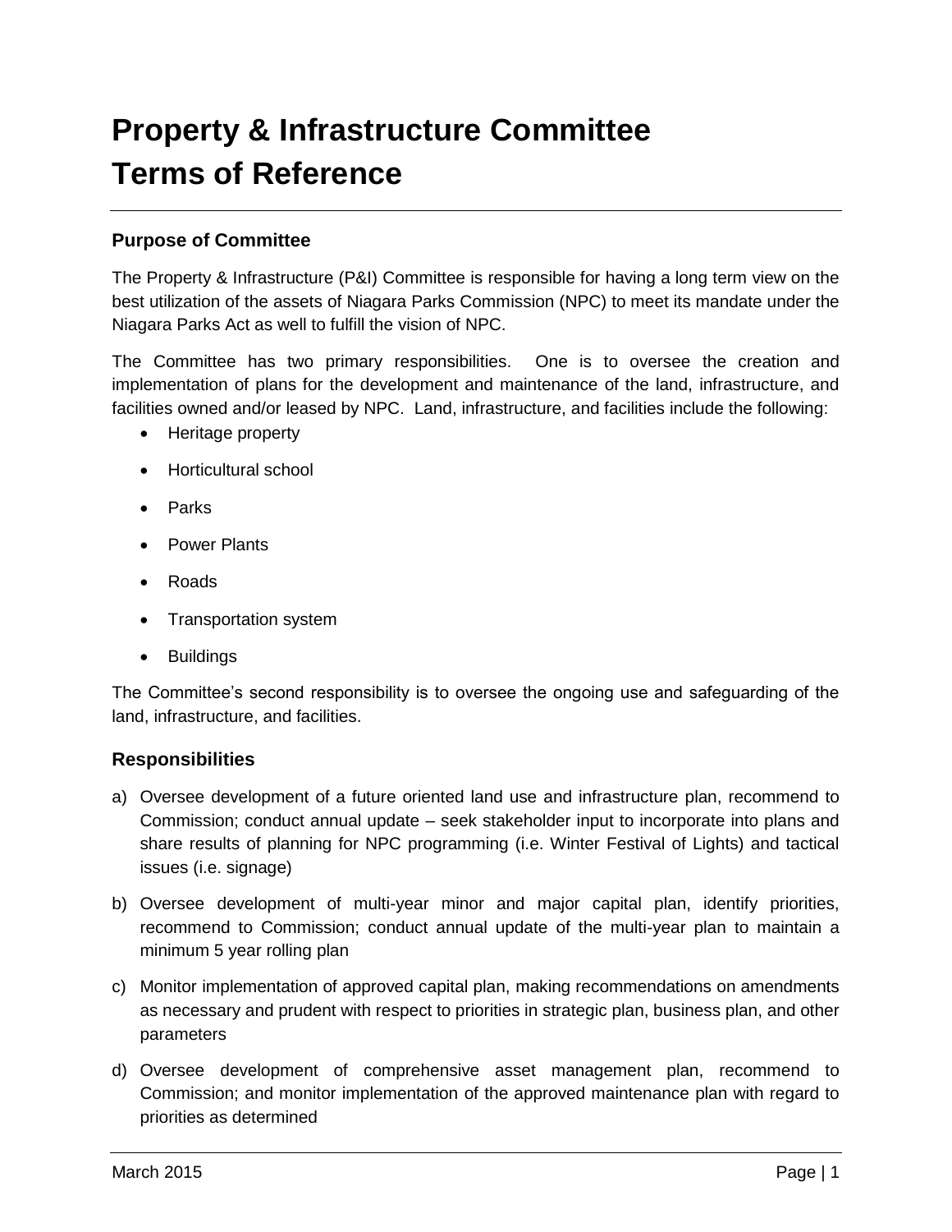# Property & Infrastructure Committee Terms of Reference

### Purpose of Committee

The Property & Infrastructure (P&I) Committee is responsible for having a long term view on the best utilization of the assets of Niagara Parks Commission (NPC) to meet its mandate under the Niagara Parks Act as well to fulfill the vision of NPC.

The Committee has two primary responsibilities. One is to oversee the creation and implementation of plans for the development and maintenance of the land, infrastructure, and facilities owned and/or leased by NPC. Land, infrastructure, and facilities include the following:

- Heritage property
- Horticultural school
- Parks
- Power Plants
- Roads
- Transportation system
- Buildings

The Committee's second responsibility is to oversee the ongoing use and safeguarding of the land, infrastructure, and facilities.

### Responsibilities

a) Oversee development of a future oriented land use and infrastructure plan, recommend to Commission; conduct annual update – seek stakeholder input to incorporate into plans and share results of planning for NPC programming (i.e. Winter Festival of Lights) and tactical issues (i.e. signage)

b) Oversee development of multi-year minor and major capital plan, identify priorities, recommend to Commission; conduct annual update of the multi-year plan to maintain a minimum 5 year rolling plan

c) Monitor implementation of approved capital plan, making recommendations on amendments as necessary and prudent with respect to priorities in strategic plan, business plan, and other parameters

d) Oversee development of comprehensive asset management plan, recommend to Commission; and monitor implementation of the approved maintenance plan with regard to priorities as determined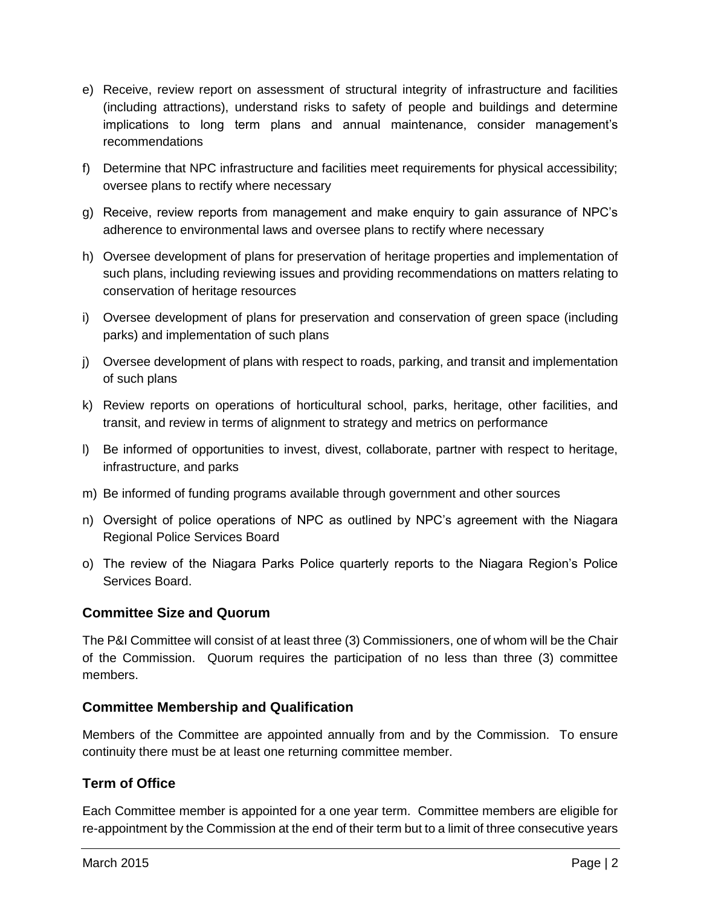e) Receive, review report on assessment of structural integrity of infrastructure and facilities (including attractions), understand risks to safety of people and buildings and determine implications to long term plans and annual maintenance, consider management's recommendations

f) Determine that NPC infrastructure and facilities meet requirements for physical accessibility; oversee plans to rectify where necessary

g) Receive, review reports from management and make enquiry to gain assurance of NPC's adherence to environmental laws and oversee plans to rectify where necessary

h) Oversee development of plans for preservation of heritage properties and implementation of such plans, including reviewing issues and providing recommendations on matters relating to conservation of heritage resources

i) Oversee development of plans for preservation and conservation of green space (including parks) and implementation of such plans

j) Oversee development of plans with respect to roads, parking, and transit and implementation of such plans

k) Review reports on operations of horticultural school, parks, heritage, other facilities, and transit, and review in terms of alignment to strategy and metrics on performance

l) Be informed of opportunities to invest, divest, collaborate, partner with respect to heritage, infrastructure, and parks

m) Be informed of funding programs available through government and other sources

n) Oversight of police operations of NPC as outlined by NPC's agreement with the Niagara Regional Police Services Board

o) The review of the Niagara Parks Police quarterly reports to the Niagara Region's Police Services Board.

## Committee Size and Quorum

The P&I Committee will consist of at least three (3) Commissioners, one of whom will be the Chair of the Commission. Quorum requires the participation of no less than three (3) committee members.

## Committee Membership and Qualification

Members of the Committee are appointed annually from and by the Commission. To ensure continuity there must be at least one returning committee member.

## Term of Office

Each Committee member is appointed for a one year term. Committee members are eligible for re-appointment by the Commission at the end of their term but to a limit of three consecutive years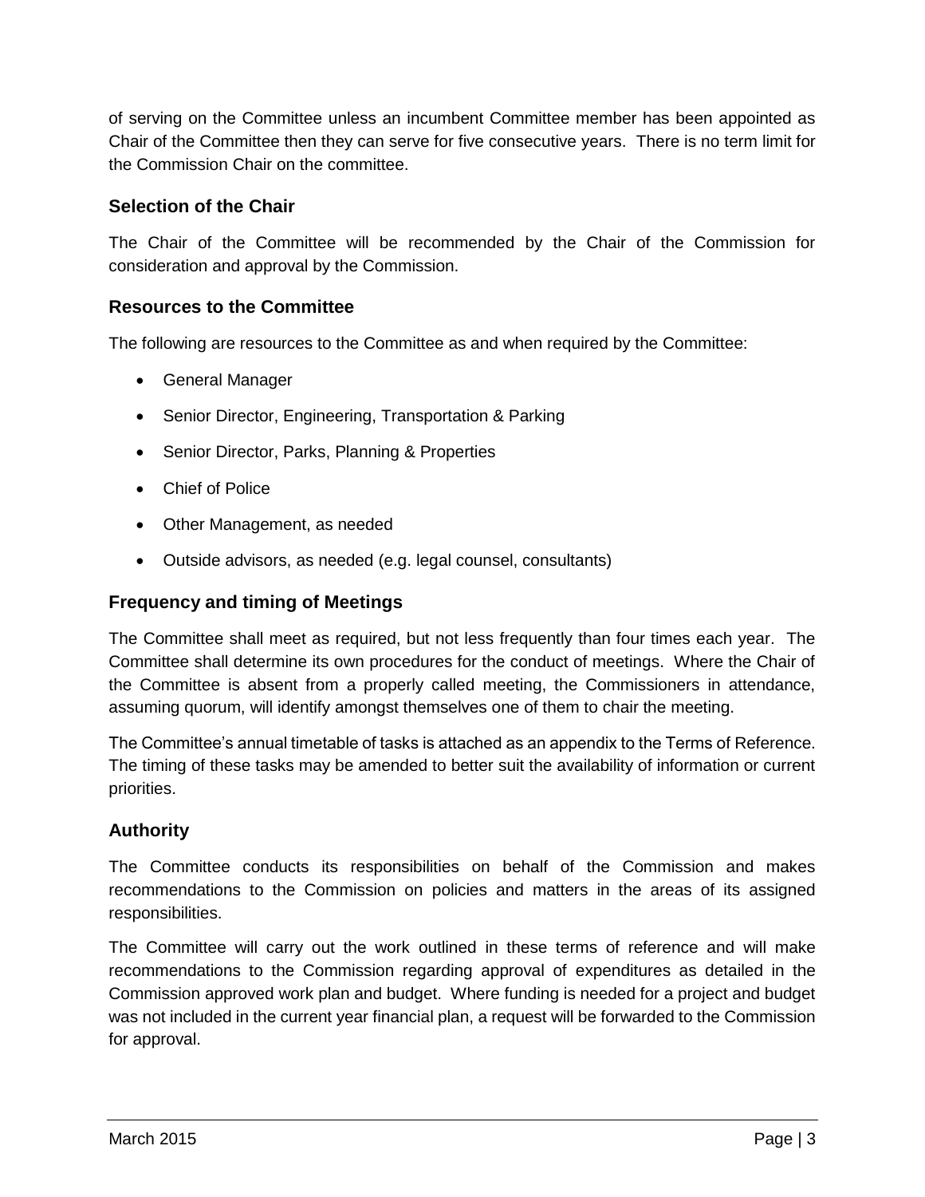of serving on the Committee unless an incumbent Committee member has been appointed as Chair of the Committee then they can serve for five consecutive years. There is no term limit for the Commission Chair on the committee.

### Selection of the Chair

The Chair of the Committee will be recommended by the Chair of the Commission for consideration and approval by the Commission.

### Resources to the Committee

The following are resources to the Committee as and when required by the Committee:

- General Manager
- Senior Director, Engineering, Transportation & Parking
- Senior Director, Parks, Planning & Properties
- Chief of Police
- Other Management, as needed
- Outside advisors, as needed (e.g. legal counsel, consultants)

### Frequency and timing of Meetings

The Committee shall meet as required, but not less frequently than four times each year. The Committee shall determine its own procedures for the conduct of meetings. Where the Chair of the Committee is absent from a properly called meeting, the Commissioners in attendance, assuming quorum, will identify amongst themselves one of them to chair the meeting.

The Committee's annual timetable of tasks is attached as an appendix to the Terms of Reference. The timing of these tasks may be amended to better suit the availability of information or current priorities.

### Authority

The Committee conducts its responsibilities on behalf of the Commission and makes recommendations to the Commission on policies and matters in the areas of its assigned responsibilities.

The Committee will carry out the work outlined in these terms of reference and will make recommendations to the Commission regarding approval of expenditures as detailed in the Commission approved work plan and budget. Where funding is needed for a project and budget was not included in the current year financial plan, a request will be forwarded to the Commission for approval.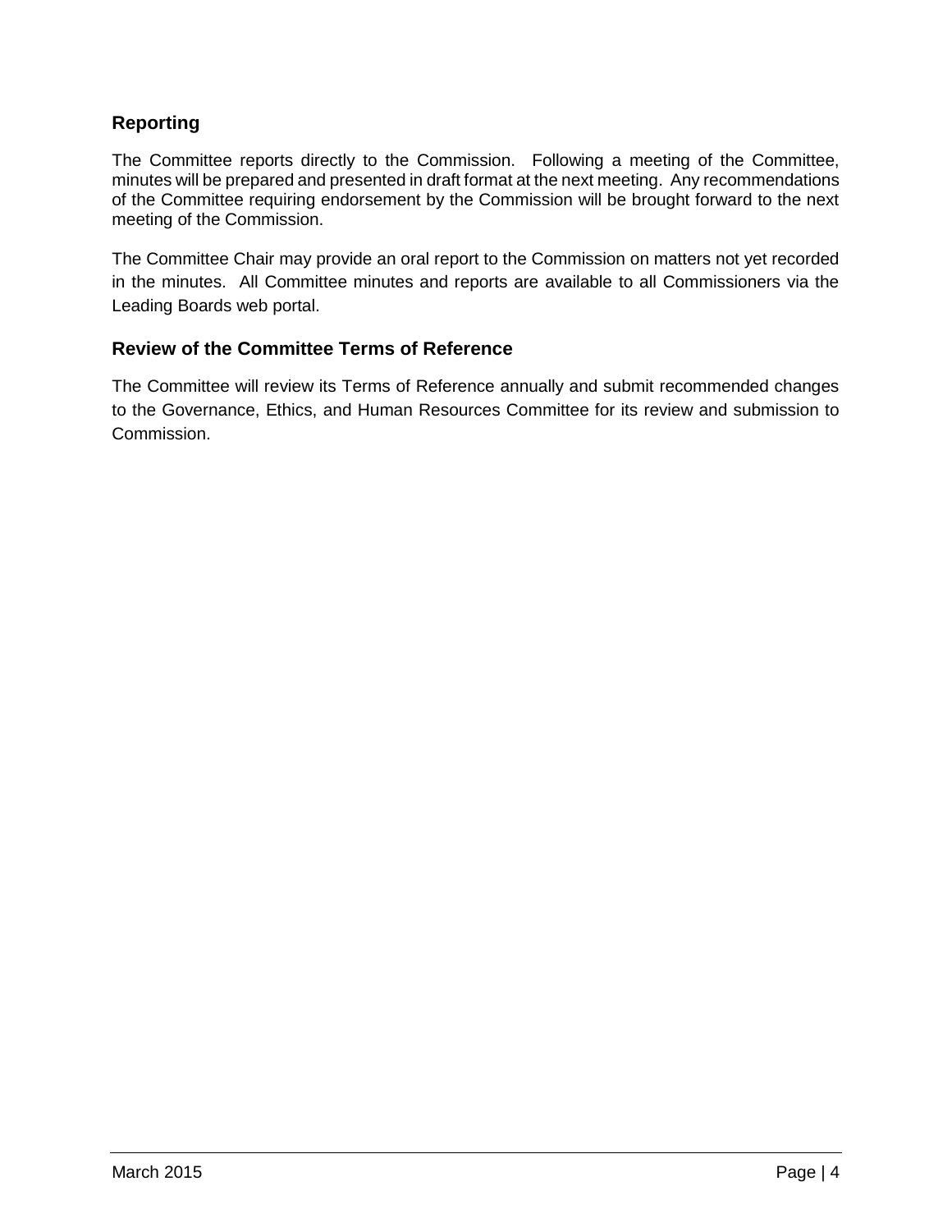## Reporting

The Committee reports directly to the Commission. Following a meeting of the Committee, minutes will be prepared and presented in draft format at the next meeting. Any recommendations of the Committee requiring endorsement by the Commission will be brought forward to the next meeting of the Commission.

The Committee Chair may provide an oral report to the Commission on matters not yet recorded in the minutes. All Committee minutes and reports are available to all Commissioners via the Leading Boards web portal.

## Review of the Committee Terms of Reference

The Committee will review its Terms of Reference annually and submit recommended changes to the Governance, Ethics, and Human Resources Committee for its review and submission to Commission.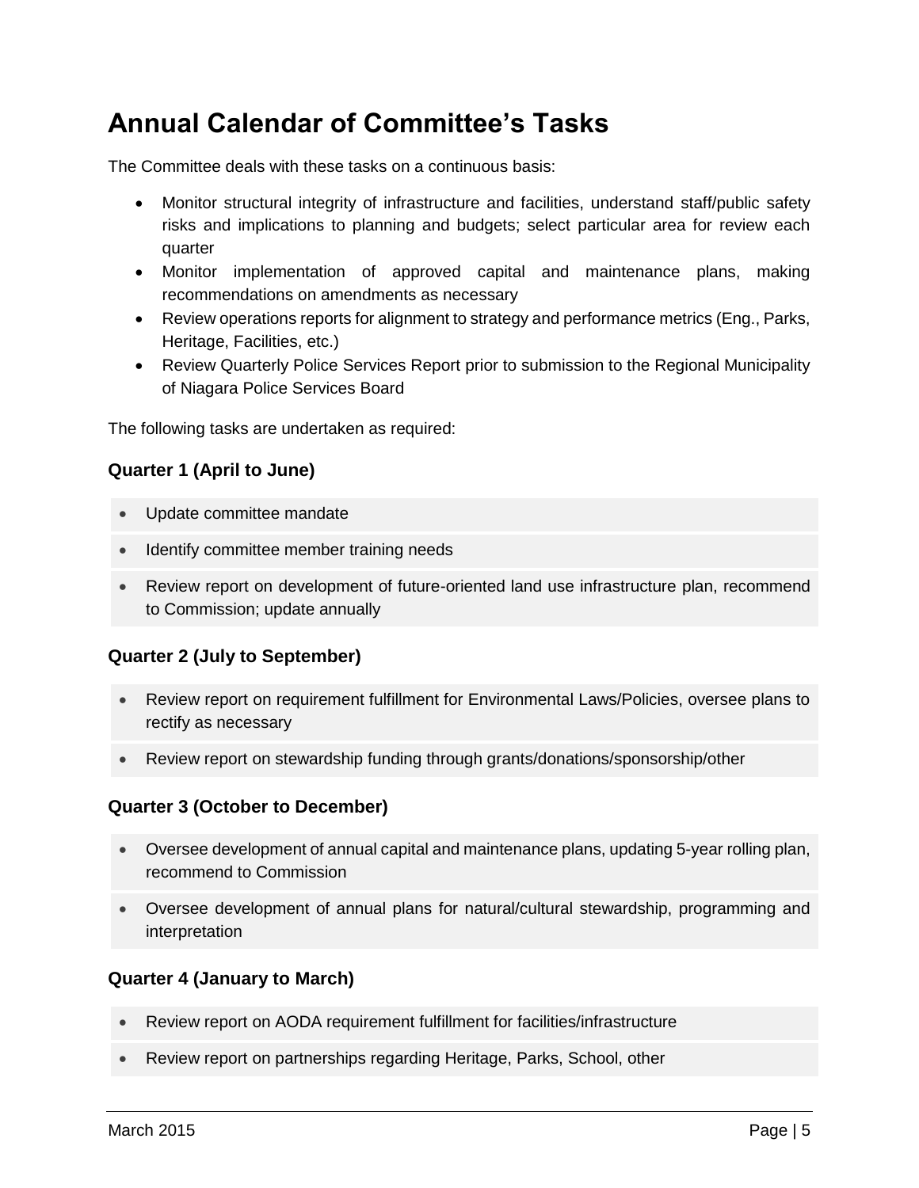# Annual Calendar of Committee's Tasks

The Committee deals with these tasks on a continuous basis:

- Monitor structural integrity of infrastructure and facilities, understand staff/public safety risks and implications to planning and budgets; select particular area for review each quarter
- Monitor implementation of approved capital and maintenance plans, making recommendations on amendments as necessary
- Review operations reports for alignment to strategy and performance metrics (Eng., Parks, Heritage, Facilities, etc.)
- Review Quarterly Police Services Report prior to submission to the Regional Municipality of Niagara Police Services Board

The following tasks are undertaken as required:

### Quarter 1 (April to June)

- Update committee mandate
- Identify committee member training needs
- Review report on development of future-oriented land use infrastructure plan, recommend to Commission; update annually

### Quarter 2 (July to September)

- Review report on requirement fulfillment for Environmental Laws/Policies, oversee plans to rectify as necessary
- Review report on stewardship funding through grants/donations/sponsorship/other

### Quarter 3 (October to December)

- Oversee development of annual capital and maintenance plans, updating 5-year rolling plan, recommend to Commission
- Oversee development of annual plans for natural/cultural stewardship, programming and interpretation

### Quarter 4 (January to March)

- Review report on AODA requirement fulfillment for facilities/infrastructure
- Review report on partnerships regarding Heritage, Parks, School, other